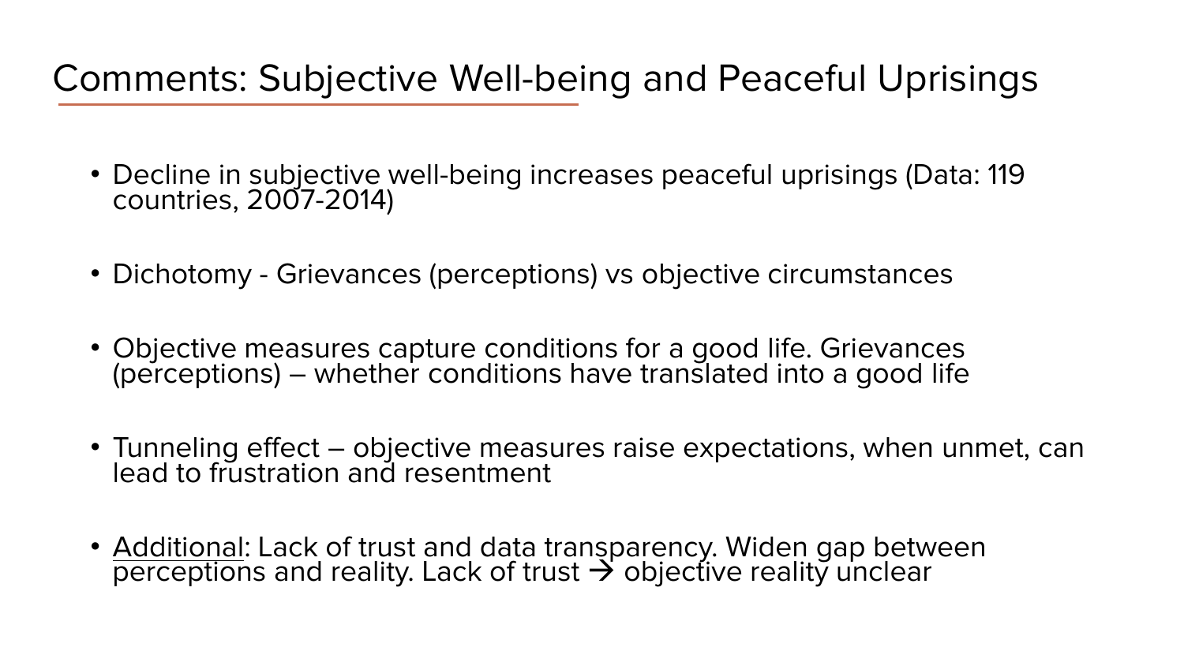# Comments: Subjective Well-being and Peaceful Uprisings

- Decline in subjective well-being increases peaceful uprisings (Data: 119 countries, 2007-2014)

- Dichotomy - Grievances (perceptions) vs objective circumstances

- Objective measures capture conditions for a good life. Grievances (perceptions) – whether conditions have translated into a good life

- Tunneling effect – objective measures raise expectations, when unmet, can lead to frustration and resentment

- <u>Additional</u>: Lack of trust and data transparency. Widen gap between perceptions and reality. Lack of trust → objective reality unclear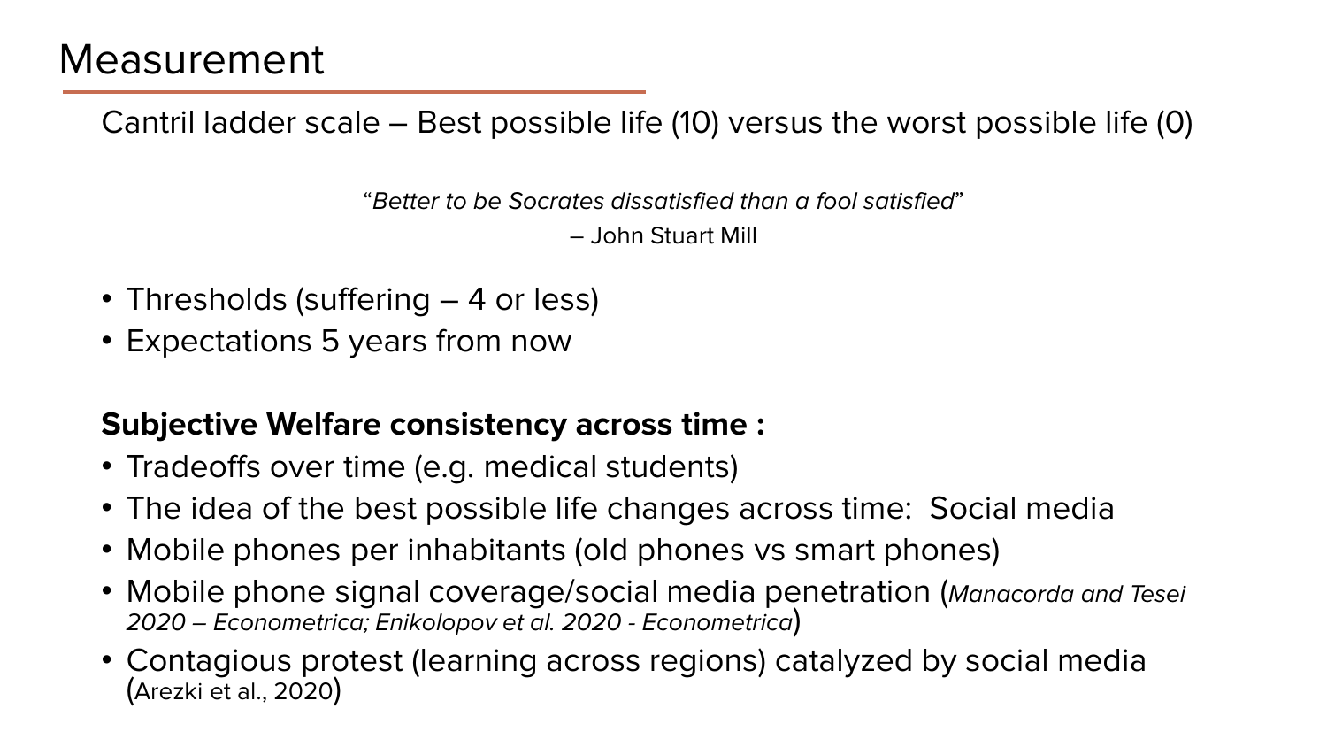# Measurement

Cantril ladder scale – Best possible life (10) versus the worst possible life (0)

"*Better to be Socrates dissatisfied than a fool satisfied*"
– John Stuart Mill

- Thresholds (suffering – 4 or less)
- Expectations 5 years from now

**Subjective Welfare consistency across time :**

- Tradeoffs over time (e.g. medical students)
- The idea of the best possible life changes across time: Social media
- Mobile phones per inhabitants (old phones vs smart phones)
- Mobile phone signal coverage/social media penetration (*Manacorda and Tesei 2020 – Econometrica; Enikolopov et al. 2020 - Econometrica*)
- Contagious protest (learning across regions) catalyzed by social media (Arezki et al., 2020)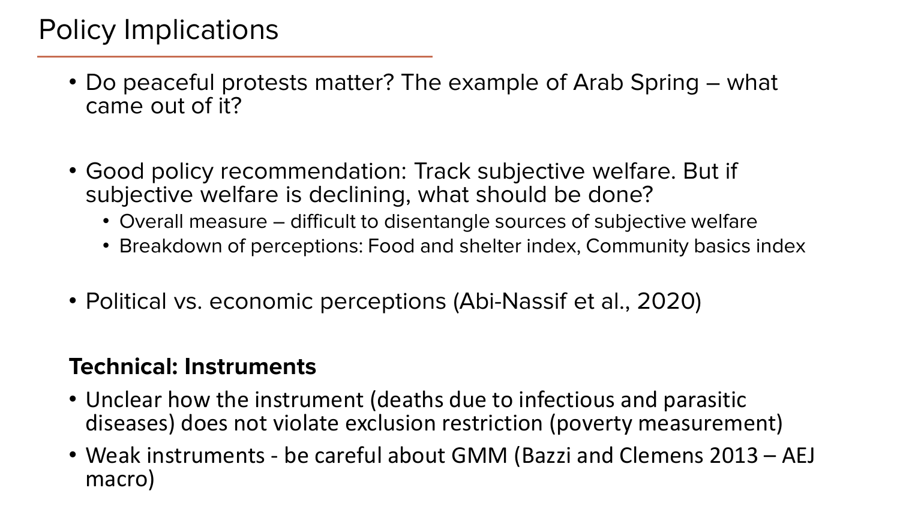# Policy Implications

- Do peaceful protests matter? The example of Arab Spring – what came out of it?
- Good policy recommendation: Track subjective welfare. But if subjective welfare is declining, what should be done?
  - Overall measure – difficult to disentangle sources of subjective welfare
  - Breakdown of perceptions: Food and shelter index, Community basics index
- Political vs. economic perceptions (Abi-Nassif et al., 2020)

**Technical: Instruments**

- Unclear how the instrument (deaths due to infectious and parasitic diseases) does not violate exclusion restriction (poverty measurement)
- Weak instruments - be careful about GMM (Bazzi and Clemens 2013 – AEJ macro)